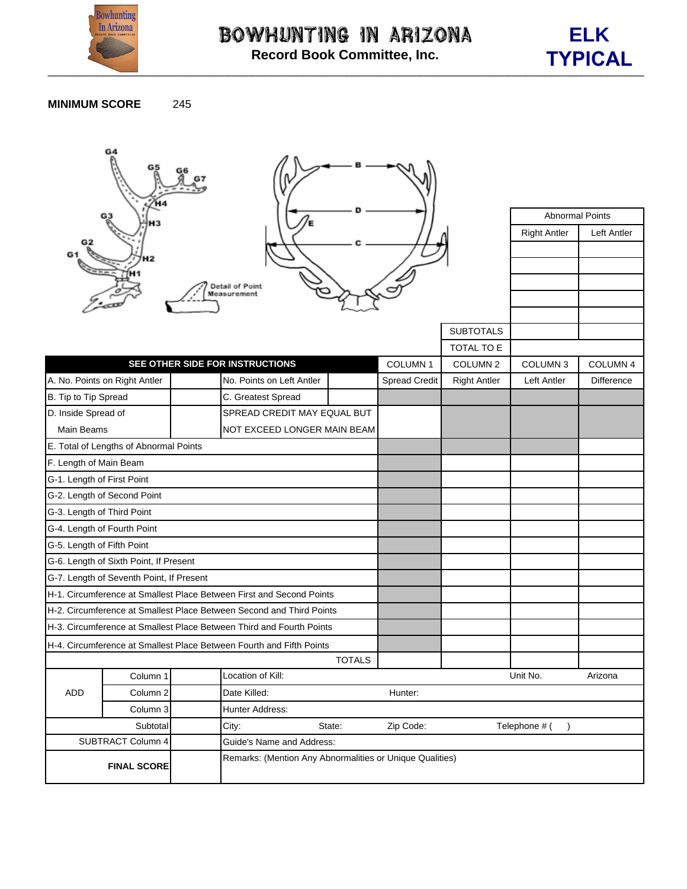# BOWHUNTING IN ARIZONA

**Record Book Committee, Inc.**

# ELK TYPICAL

**MINIMUM SCORE** 245

G4 G5 G6 G7 H4 G3 H3 G2 G1 H2 H1

Detail of Point Measurement

B D E C

| Abnormal Points | |
|---|---|
| Right Antler | Left Antler |
| | |
| | |
| | |
| | |
| | |
| SUBTOTALS | | |
| TOTAL TO E | | |

| SEE OTHER SIDE FOR INSTRUCTIONS | | | | COLUMN 1 | COLUMN 2 | COLUMN 3 | COLUMN 4 |
|---|---|---|---|---|---|---|---|
| A. No. Points on Right Antler | | No. Points on Left Antler | | Spread Credit | Right Antler | Left Antler | Difference |
| B. Tip to Tip Spread | | C. Greatest Spread | | | | | |
| D. Inside Spread of Main Beams | | SPREAD CREDIT MAY EQUAL BUT NOT EXCEED LONGER MAIN BEAM | | | | | |
| E. Total of Lengths of Abnormal Points | | | | | | | |
| F. Length of Main Beam | | | | | | | |
| G-1. Length of First Point | | | | | | | |
| G-2. Length of Second Point | | | | | | | |
| G-3. Length of Third Point | | | | | | | |
| G-4. Length of Fourth Point | | | | | | | |
| G-5. Length of Fifth Point | | | | | | | |
| G-6. Length of Sixth Point, If Present | | | | | | | |
| G-7. Length of Seventh Point, If Present | | | | | | | |
| H-1. Circumference at Smallest Place Between First and Second Points | | | | | | | |
| H-2. Circumference at Smallest Place Between Second and Third Points | | | | | | | |
| H-3. Circumference at Smallest Place Between Third and Fourth Points | | | | | | | |
| H-4. Circumference at Smallest Place Between Fourth and Fifth Points | | | | | | | |
| | | | TOTALS | | | | |

| | | | | | |
|---|---|---|---|---|---|
| ADD | Column 1 | | Location of Kill: | Unit No. | Arizona |
| | Column 2 | | Date Killed: | Hunter: | |
| | Column 3 | | Hunter Address: | | |
| Subtotal | | | City: State: Zip Code: | Telephone # ( ) | |
| SUBTRACT Column 4 | | | Guide's Name and Address: | | |
| **FINAL SCORE** | | | Remarks: (Mention Any Abnormalities or Unique Qualities) | | |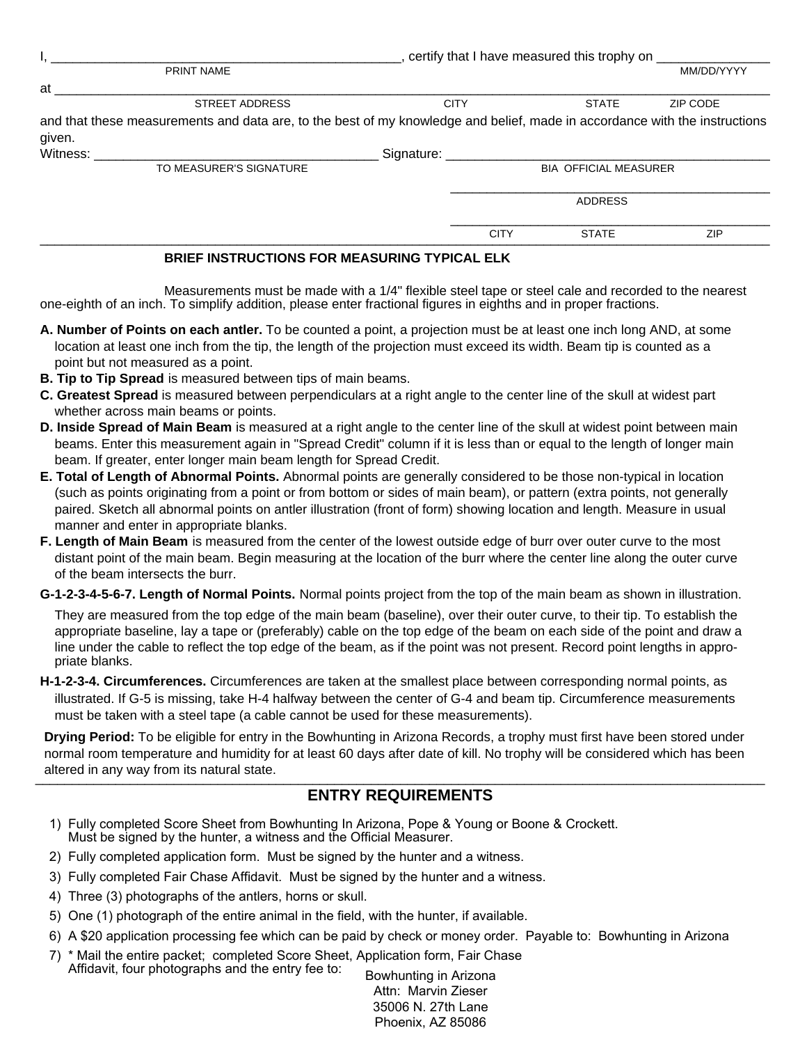I, ________________________________________________, certify that I have measured this trophy on _______________
PRINT NAME MM/DD/YYYY

at ____________________________________________________________________________________________
STREET ADDRESS CITY STATE ZIP CODE

and that these measurements and data are, to the best of my knowledge and belief, made in accordance with the instructions given.

Witness: _____________________________________ Signature: ___________________________________________
TO MEASURER'S SIGNATURE BIA OFFICIAL MEASURER

___________________________________________
ADDRESS

___________________________________________
CITY STATE ZIP

## BRIEF INSTRUCTIONS FOR MEASURING TYPICAL ELK

Measurements must be made with a 1/4" flexible steel tape or steel cale and recorded to the nearest one-eighth of an inch. To simplify addition, please enter fractional figures in eighths and in proper fractions.

**A. Number of Points on each antler.** To be counted a point, a projection must be at least one inch long AND, at some location at least one inch from the tip, the length of the projection must exceed its width. Beam tip is counted as a point but not measured as a point.

**B. Tip to Tip Spread** is measured between tips of main beams.

**C. Greatest Spread** is measured between perpendiculars at a right angle to the center line of the skull at widest part whether across main beams or points.

**D. Inside Spread of Main Beam** is measured at a right angle to the center line of the skull at widest point between main beams. Enter this measurement again in "Spread Credit" column if it is less than or equal to the length of longer main beam. If greater, enter longer main beam length for Spread Credit.

**E. Total of Length of Abnormal Points.** Abnormal points are generally considered to be those non-typical in location (such as points originating from a point or from bottom or sides of main beam), or pattern (extra points, not generally paired. Sketch all abnormal points on antler illustration (front of form) showing location and length. Measure in usual manner and enter in appropriate blanks.

**F. Length of Main Beam** is measured from the center of the lowest outside edge of burr over outer curve to the most distant point of the main beam. Begin measuring at the location of the burr where the center line along the outer curve of the beam intersects the burr.

**G-1-2-3-4-5-6-7. Length of Normal Points.** Normal points project from the top of the main beam as shown in illustration. They are measured from the top edge of the main beam (baseline), over their outer curve, to their tip. To establish the appropriate baseline, lay a tape or (preferably) cable on the top edge of the beam on each side of the point and draw a line under the cable to reflect the top edge of the beam, as if the point was not present. Record point lengths in appropriate blanks.

**H-1-2-3-4. Circumferences.** Circumferences are taken at the smallest place between corresponding normal points, as illustrated. If G-5 is missing, take H-4 halfway between the center of G-4 and beam tip. Circumference measurements must be taken with a steel tape (a cable cannot be used for these measurements).

**Drying Period:** To be eligible for entry in the Bowhunting in Arizona Records, a trophy must first have been stored under normal room temperature and humidity for at least 60 days after date of kill. No trophy will be considered which has been altered in any way from its natural state.

## ENTRY REQUIREMENTS

1) Fully completed Score Sheet from Bowhunting In Arizona, Pope & Young or Boone & Crockett. Must be signed by the hunter, a witness and the Official Measurer.
2) Fully completed application form. Must be signed by the hunter and a witness.
3) Fully completed Fair Chase Affidavit. Must be signed by the hunter and a witness.
4) Three (3) photographs of the antlers, horns or skull.
5) One (1) photograph of the entire animal in the field, with the hunter, if available.
6) A $20 application processing fee which can be paid by check or money order. Payable to: Bowhunting in Arizona
7) * Mail the entire packet; completed Score Sheet, Application form, Fair Chase Affidavit, four photographs and the entry fee to:

Bowhunting in Arizona
Attn: Marvin Zieser
35006 N. 27th Lane
Phoenix, AZ 85086